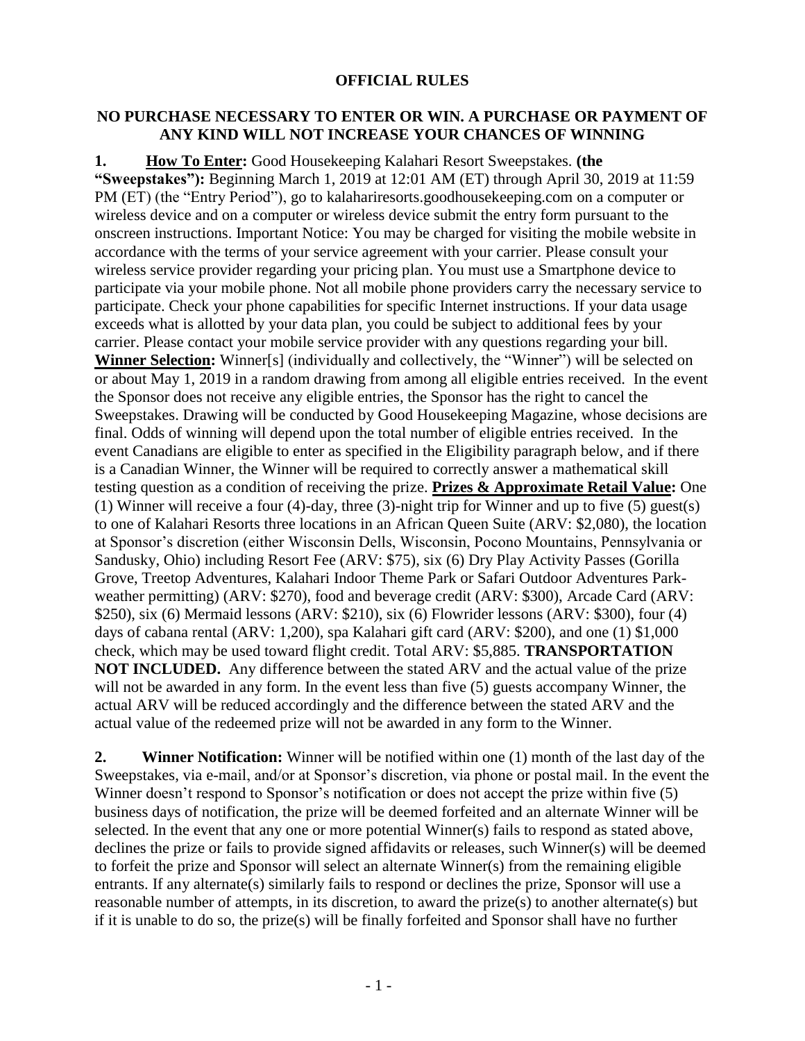# OFFICIAL RULES

## NO PURCHASE NECESSARY TO ENTER OR WIN. A PURCHASE OR PAYMENT OF ANY KIND WILL NOT INCREASE YOUR CHANCES OF WINNING

**1. How To Enter:** Good Housekeeping Kalahari Resort Sweepstakes. **(the "Sweepstakes"):** Beginning March 1, 2019 at 12:01 AM (ET) through April 30, 2019 at 11:59 PM (ET) (the "Entry Period"), go to kalahariresorts.goodhousekeeping.com on a computer or wireless device and on a computer or wireless device submit the entry form pursuant to the onscreen instructions. Important Notice: You may be charged for visiting the mobile website in accordance with the terms of your service agreement with your carrier. Please consult your wireless service provider regarding your pricing plan. You must use a Smartphone device to participate via your mobile phone. Not all mobile phone providers carry the necessary service to participate. Check your phone capabilities for specific Internet instructions. If your data usage exceeds what is allotted by your data plan, you could be subject to additional fees by your carrier. Please contact your mobile service provider with any questions regarding your bill. **Winner Selection:** Winner[s] (individually and collectively, the "Winner") will be selected on or about May 1, 2019 in a random drawing from among all eligible entries received. In the event the Sponsor does not receive any eligible entries, the Sponsor has the right to cancel the Sweepstakes. Drawing will be conducted by Good Housekeeping Magazine, whose decisions are final. Odds of winning will depend upon the total number of eligible entries received. In the event Canadians are eligible to enter as specified in the Eligibility paragraph below, and if there is a Canadian Winner, the Winner will be required to correctly answer a mathematical skill testing question as a condition of receiving the prize. **Prizes & Approximate Retail Value:** One (1) Winner will receive a four (4)-day, three (3)-night trip for Winner and up to five (5) guest(s) to one of Kalahari Resorts three locations in an African Queen Suite (ARV: $2,080), the location at Sponsor's discretion (either Wisconsin Dells, Wisconsin, Pocono Mountains, Pennsylvania or Sandusky, Ohio) including Resort Fee (ARV: $75), six (6) Dry Play Activity Passes (Gorilla Grove, Treetop Adventures, Kalahari Indoor Theme Park or Safari Outdoor Adventures Park-weather permitting) (ARV: $270), food and beverage credit (ARV: $300), Arcade Card (ARV: $250), six (6) Mermaid lessons (ARV: $210), six (6) Flowrider lessons (ARV: $300), four (4) days of cabana rental (ARV: 1,200), spa Kalahari gift card (ARV: $200), and one (1) $1,000 check, which may be used toward flight credit. Total ARV: $5,885. **TRANSPORTATION NOT INCLUDED.** Any difference between the stated ARV and the actual value of the prize will not be awarded in any form. In the event less than five (5) guests accompany Winner, the actual ARV will be reduced accordingly and the difference between the stated ARV and the actual value of the redeemed prize will not be awarded in any form to the Winner.

**2. Winner Notification:** Winner will be notified within one (1) month of the last day of the Sweepstakes, via e-mail, and/or at Sponsor's discretion, via phone or postal mail. In the event the Winner doesn't respond to Sponsor's notification or does not accept the prize within five (5) business days of notification, the prize will be deemed forfeited and an alternate Winner will be selected. In the event that any one or more potential Winner(s) fails to respond as stated above, declines the prize or fails to provide signed affidavits or releases, such Winner(s) will be deemed to forfeit the prize and Sponsor will select an alternate Winner(s) from the remaining eligible entrants. If any alternate(s) similarly fails to respond or declines the prize, Sponsor will use a reasonable number of attempts, in its discretion, to award the prize(s) to another alternate(s) but if it is unable to do so, the prize(s) will be finally forfeited and Sponsor shall have no further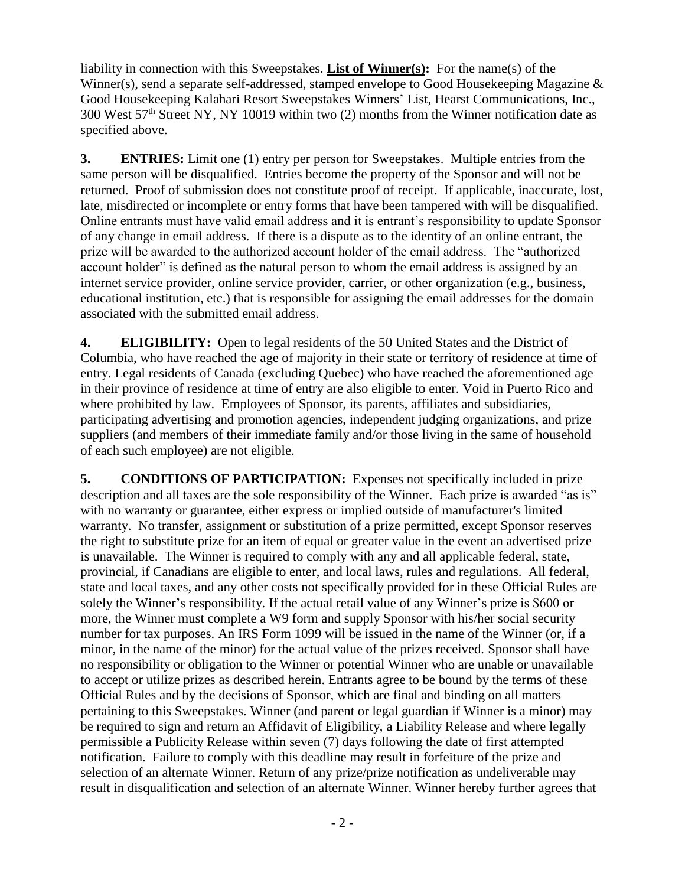liability in connection with this Sweepstakes. **List of Winner(s):** For the name(s) of the Winner(s), send a separate self-addressed, stamped envelope to Good Housekeeping Magazine & Good Housekeeping Kalahari Resort Sweepstakes Winners' List, Hearst Communications, Inc., 300 West 57th Street NY, NY 10019 within two (2) months from the Winner notification date as specified above.

**3. ENTRIES:** Limit one (1) entry per person for Sweepstakes. Multiple entries from the same person will be disqualified. Entries become the property of the Sponsor and will not be returned. Proof of submission does not constitute proof of receipt. If applicable, inaccurate, lost, late, misdirected or incomplete or entry forms that have been tampered with will be disqualified. Online entrants must have valid email address and it is entrant's responsibility to update Sponsor of any change in email address. If there is a dispute as to the identity of an online entrant, the prize will be awarded to the authorized account holder of the email address. The "authorized account holder" is defined as the natural person to whom the email address is assigned by an internet service provider, online service provider, carrier, or other organization (e.g., business, educational institution, etc.) that is responsible for assigning the email addresses for the domain associated with the submitted email address.

**4. ELIGIBILITY:** Open to legal residents of the 50 United States and the District of Columbia, who have reached the age of majority in their state or territory of residence at time of entry. Legal residents of Canada (excluding Quebec) who have reached the aforementioned age in their province of residence at time of entry are also eligible to enter. Void in Puerto Rico and where prohibited by law. Employees of Sponsor, its parents, affiliates and subsidiaries, participating advertising and promotion agencies, independent judging organizations, and prize suppliers (and members of their immediate family and/or those living in the same of household of each such employee) are not eligible.

**5. CONDITIONS OF PARTICIPATION:** Expenses not specifically included in prize description and all taxes are the sole responsibility of the Winner. Each prize is awarded "as is" with no warranty or guarantee, either express or implied outside of manufacturer's limited warranty. No transfer, assignment or substitution of a prize permitted, except Sponsor reserves the right to substitute prize for an item of equal or greater value in the event an advertised prize is unavailable. The Winner is required to comply with any and all applicable federal, state, provincial, if Canadians are eligible to enter, and local laws, rules and regulations. All federal, state and local taxes, and any other costs not specifically provided for in these Official Rules are solely the Winner's responsibility. If the actual retail value of any Winner's prize is $600 or more, the Winner must complete a W9 form and supply Sponsor with his/her social security number for tax purposes. An IRS Form 1099 will be issued in the name of the Winner (or, if a minor, in the name of the minor) for the actual value of the prizes received. Sponsor shall have no responsibility or obligation to the Winner or potential Winner who are unable or unavailable to accept or utilize prizes as described herein. Entrants agree to be bound by the terms of these Official Rules and by the decisions of Sponsor, which are final and binding on all matters pertaining to this Sweepstakes. Winner (and parent or legal guardian if Winner is a minor) may be required to sign and return an Affidavit of Eligibility, a Liability Release and where legally permissible a Publicity Release within seven (7) days following the date of first attempted notification. Failure to comply with this deadline may result in forfeiture of the prize and selection of an alternate Winner. Return of any prize/prize notification as undeliverable may result in disqualification and selection of an alternate Winner. Winner hereby further agrees that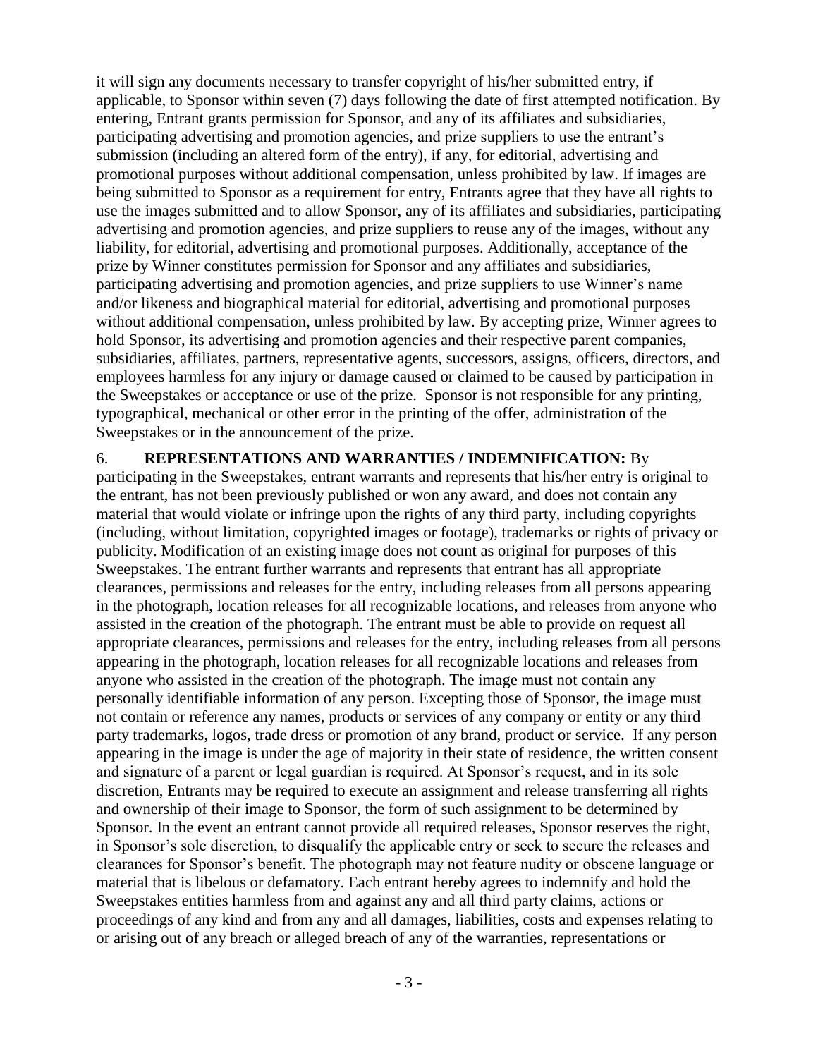it will sign any documents necessary to transfer copyright of his/her submitted entry, if applicable, to Sponsor within seven (7) days following the date of first attempted notification. By entering, Entrant grants permission for Sponsor, and any of its affiliates and subsidiaries, participating advertising and promotion agencies, and prize suppliers to use the entrant's submission (including an altered form of the entry), if any, for editorial, advertising and promotional purposes without additional compensation, unless prohibited by law. If images are being submitted to Sponsor as a requirement for entry, Entrants agree that they have all rights to use the images submitted and to allow Sponsor, any of its affiliates and subsidiaries, participating advertising and promotion agencies, and prize suppliers to reuse any of the images, without any liability, for editorial, advertising and promotional purposes. Additionally, acceptance of the prize by Winner constitutes permission for Sponsor and any affiliates and subsidiaries, participating advertising and promotion agencies, and prize suppliers to use Winner's name and/or likeness and biographical material for editorial, advertising and promotional purposes without additional compensation, unless prohibited by law. By accepting prize, Winner agrees to hold Sponsor, its advertising and promotion agencies and their respective parent companies, subsidiaries, affiliates, partners, representative agents, successors, assigns, officers, directors, and employees harmless for any injury or damage caused or claimed to be caused by participation in the Sweepstakes or acceptance or use of the prize. Sponsor is not responsible for any printing, typographical, mechanical or other error in the printing of the offer, administration of the Sweepstakes or in the announcement of the prize.

6. **REPRESENTATIONS AND WARRANTIES / INDEMNIFICATION:** By participating in the Sweepstakes, entrant warrants and represents that his/her entry is original to the entrant, has not been previously published or won any award, and does not contain any material that would violate or infringe upon the rights of any third party, including copyrights (including, without limitation, copyrighted images or footage), trademarks or rights of privacy or publicity. Modification of an existing image does not count as original for purposes of this Sweepstakes. The entrant further warrants and represents that entrant has all appropriate clearances, permissions and releases for the entry, including releases from all persons appearing in the photograph, location releases for all recognizable locations, and releases from anyone who assisted in the creation of the photograph. The entrant must be able to provide on request all appropriate clearances, permissions and releases for the entry, including releases from all persons appearing in the photograph, location releases for all recognizable locations and releases from anyone who assisted in the creation of the photograph. The image must not contain any personally identifiable information of any person. Excepting those of Sponsor, the image must not contain or reference any names, products or services of any company or entity or any third party trademarks, logos, trade dress or promotion of any brand, product or service. If any person appearing in the image is under the age of majority in their state of residence, the written consent and signature of a parent or legal guardian is required. At Sponsor's request, and in its sole discretion, Entrants may be required to execute an assignment and release transferring all rights and ownership of their image to Sponsor, the form of such assignment to be determined by Sponsor. In the event an entrant cannot provide all required releases, Sponsor reserves the right, in Sponsor's sole discretion, to disqualify the applicable entry or seek to secure the releases and clearances for Sponsor's benefit. The photograph may not feature nudity or obscene language or material that is libelous or defamatory. Each entrant hereby agrees to indemnify and hold the Sweepstakes entities harmless from and against any and all third party claims, actions or proceedings of any kind and from any and all damages, liabilities, costs and expenses relating to or arising out of any breach or alleged breach of any of the warranties, representations or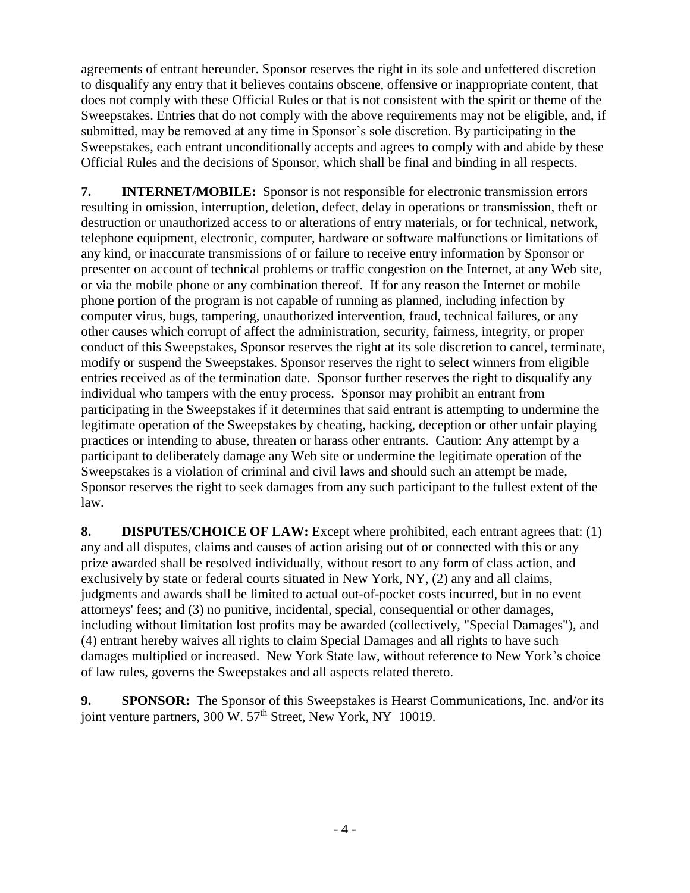agreements of entrant hereunder. Sponsor reserves the right in its sole and unfettered discretion to disqualify any entry that it believes contains obscene, offensive or inappropriate content, that does not comply with these Official Rules or that is not consistent with the spirit or theme of the Sweepstakes. Entries that do not comply with the above requirements may not be eligible, and, if submitted, may be removed at any time in Sponsor's sole discretion. By participating in the Sweepstakes, each entrant unconditionally accepts and agrees to comply with and abide by these Official Rules and the decisions of Sponsor, which shall be final and binding in all respects.

**7. INTERNET/MOBILE:** Sponsor is not responsible for electronic transmission errors resulting in omission, interruption, deletion, defect, delay in operations or transmission, theft or destruction or unauthorized access to or alterations of entry materials, or for technical, network, telephone equipment, electronic, computer, hardware or software malfunctions or limitations of any kind, or inaccurate transmissions of or failure to receive entry information by Sponsor or presenter on account of technical problems or traffic congestion on the Internet, at any Web site, or via the mobile phone or any combination thereof. If for any reason the Internet or mobile phone portion of the program is not capable of running as planned, including infection by computer virus, bugs, tampering, unauthorized intervention, fraud, technical failures, or any other causes which corrupt of affect the administration, security, fairness, integrity, or proper conduct of this Sweepstakes, Sponsor reserves the right at its sole discretion to cancel, terminate, modify or suspend the Sweepstakes. Sponsor reserves the right to select winners from eligible entries received as of the termination date. Sponsor further reserves the right to disqualify any individual who tampers with the entry process. Sponsor may prohibit an entrant from participating in the Sweepstakes if it determines that said entrant is attempting to undermine the legitimate operation of the Sweepstakes by cheating, hacking, deception or other unfair playing practices or intending to abuse, threaten or harass other entrants. Caution: Any attempt by a participant to deliberately damage any Web site or undermine the legitimate operation of the Sweepstakes is a violation of criminal and civil laws and should such an attempt be made, Sponsor reserves the right to seek damages from any such participant to the fullest extent of the law.

**8. DISPUTES/CHOICE OF LAW:** Except where prohibited, each entrant agrees that: (1) any and all disputes, claims and causes of action arising out of or connected with this or any prize awarded shall be resolved individually, without resort to any form of class action, and exclusively by state or federal courts situated in New York, NY, (2) any and all claims, judgments and awards shall be limited to actual out-of-pocket costs incurred, but in no event attorneys' fees; and (3) no punitive, incidental, special, consequential or other damages, including without limitation lost profits may be awarded (collectively, "Special Damages"), and (4) entrant hereby waives all rights to claim Special Damages and all rights to have such damages multiplied or increased. New York State law, without reference to New York's choice of law rules, governs the Sweepstakes and all aspects related thereto.

**9. SPONSOR:** The Sponsor of this Sweepstakes is Hearst Communications, Inc. and/or its joint venture partners, 300 W. 57th Street, New York, NY 10019.